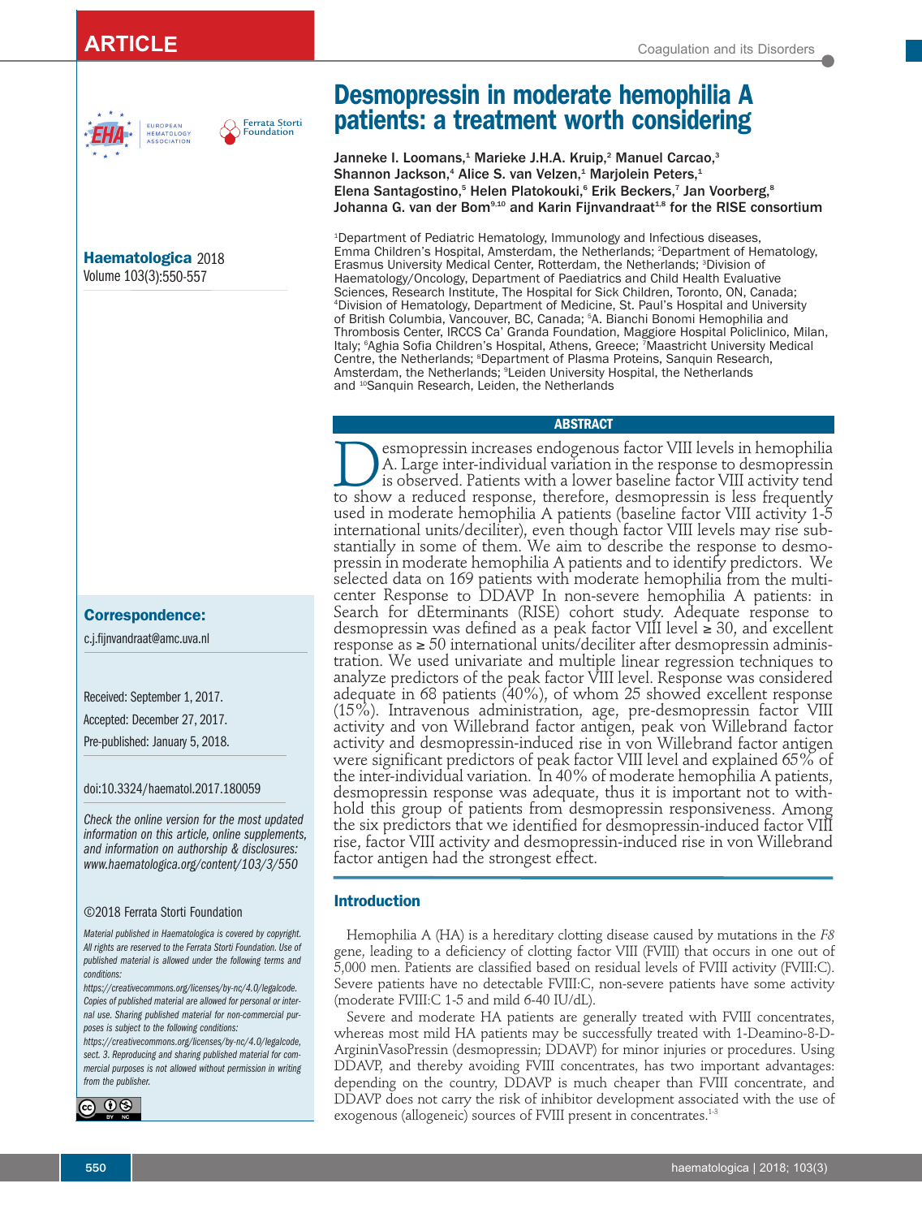# Desmopressin in moderate hemophilia A patients: a treatment worth considering

Janneke I. Loomans,[1] Marieke J.H.A. Kruip,[2] Manuel Carcao,[3] Shannon Jackson,[4] Alice S. van Velzen,[1] Marjolein Peters,[1] Elena Santagostino,[5] Helen Platokouki,[6] Erik Beckers,[7] Jan Voorberg,[8] Johanna G. van der Bom[9,10] and Karin Fijnvandraat[1,8] for the RISE consortium

[1]Department of Pediatric Hematology, Immunology and Infectious diseases, Emma Children's Hospital, Amsterdam, the Netherlands; [2]Department of Hematology, Erasmus University Medical Center, Rotterdam, the Netherlands; [3]Division of Haematology/Oncology, Department of Paediatrics and Child Health Evaluative Sciences, Research Institute, The Hospital for Sick Children, Toronto, ON, Canada; [4]Division of Hematology, Department of Medicine, St. Paul's Hospital and University of British Columbia, Vancouver, BC, Canada; [5]A. Bianchi Bonomi Hemophilia and Thrombosis Center, IRCCS Ca' Granda Foundation, Maggiore Hospital Policlinico, Milan, Italy; [6]Aghia Sofia Children's Hospital, Athens, Greece; [7]Maastricht University Medical Centre, the Netherlands; [8]Department of Plasma Proteins, Sanquin Research, Amsterdam, the Netherlands; [9]Leiden University Hospital, the Netherlands and [10]Sanquin Research, Leiden, the Netherlands

**Haematologica** 2018
Volume 103(3):550-557

**Correspondence:**

c.j.fijnvandraat@amc.uva.nl

Received: September 1, 2017.

Accepted: December 27, 2017.

Pre-published: January 5, 2018.

doi:10.3324/haematol.2017.180059

*Check the online version for the most updated information on this article, online supplements, and information on authorship & disclosures: www.haematologica.org/content/103/3/550*

©2018 Ferrata Storti Foundation

*Material published in Haematologica is covered by copyright. All rights are reserved to the Ferrata Storti Foundation. Use of published material is allowed under the following terms and conditions: https://creativecommons.org/licenses/by-nc/4.0/legalcode. Copies of published material are allowed for personal or internal use. Sharing published material for non-commercial purposes is subject to the following conditions: https://creativecommons.org/licenses/by-nc/4.0/legalcode, sect. 3. Reproducing and sharing published material for commercial purposes is not allowed without permission in writing from the publisher.*

## ABSTRACT

Desmopressin increases endogenous factor VIII levels in hemophilia A. Large inter-individual variation in the response to desmopressin is observed. Patients with a lower baseline factor VIII activity tend to show a reduced response, therefore, desmopressin is less frequently used in moderate hemophilia A patients (baseline factor VIII activity 1-5 international units/deciliter), even though factor VIII levels may rise substantially in some of them. We aim to describe the response to desmopressin in moderate hemophilia A patients and to identify predictors. We selected data on 169 patients with moderate hemophilia from the multicenter Response to DDAVP In non-severe hemophilia A patients: in Search for dEterminants (RISE) cohort study. Adequate response to desmopressin was defined as a peak factor VIII level ≥ 30, and excellent response as ≥ 50 international units/deciliter after desmopressin administration. We used univariate and multiple linear regression techniques to analyze predictors of the peak factor VIII level. Response was considered adequate in 68 patients (40%), of whom 25 showed excellent response (15%). Intravenous administration, age, pre-desmopressin factor VIII activity and von Willebrand factor antigen, peak von Willebrand factor activity and desmopressin-induced rise in von Willebrand factor antigen were significant predictors of peak factor VIII level and explained 65% of the inter-individual variation. In 40% of moderate hemophilia A patients, desmopressin response was adequate, thus it is important not to withhold this group of patients from desmopressin responsiveness. Among the six predictors that we identified for desmopressin-induced factor VIII rise, factor VIII activity and desmopressin-induced rise in von Willebrand factor antigen had the strongest effect.

## Introduction

Hemophilia A (HA) is a hereditary clotting disease caused by mutations in the *F8* gene, leading to a deficiency of clotting factor VIII (FVIII) that occurs in one out of 5,000 men. Patients are classified based on residual levels of FVIII activity (FVIII:C). Severe patients have no detectable FVIII:C, non-severe patients have some activity (moderate FVIII:C 1-5 and mild 6-40 IU/dL).

Severe and moderate HA patients are generally treated with FVIII concentrates, whereas most mild HA patients may be successfully treated with 1-Deamino-8-D-ArgininVasoPressin (desmopressin; DDAVP) for minor injuries or procedures. Using DDAVP, and thereby avoiding FVIII concentrates, has two important advantages: depending on the country, DDAVP is much cheaper than FVIII concentrate, and DDAVP does not carry the risk of inhibitor development associated with the use of exogenous (allogeneic) sources of FVIII present in concentrates.[1-3]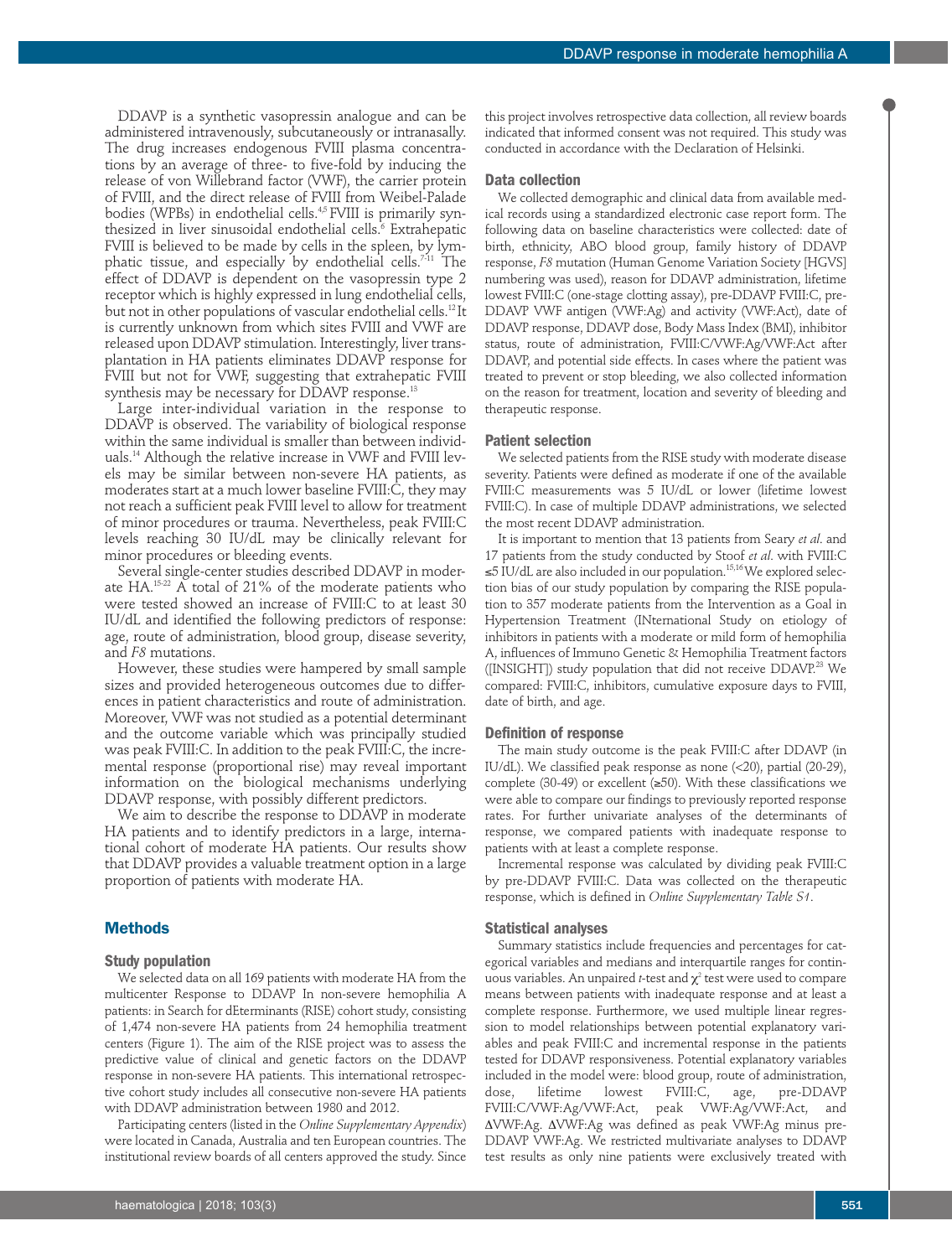DDAVP is a synthetic vasopressin analogue and can be administered intravenously, subcutaneously or intranasally. The drug increases endogenous FVIII plasma concentrations by an average of three- to five-fold by inducing the release of von Willebrand factor (VWF), the carrier protein of FVIII, and the direct release of FVIII from Weibel-Palade bodies (WPBs) in endothelial cells.[4,5] FVIII is primarily synthesized in liver sinusoidal endothelial cells.[6] Extrahepatic FVIII is believed to be made by cells in the spleen, by lymphatic tissue, and especially by endothelial cells.[7-11] The effect of DDAVP is dependent on the vasopressin type 2 receptor which is highly expressed in lung endothelial cells, but not in other populations of vascular endothelial cells.[12] It is currently unknown from which sites FVIII and VWF are released upon DDAVP stimulation. Interestingly, liver transplantation in HA patients eliminates DDAVP response for FVIII but not for VWF, suggesting that extrahepatic FVIII synthesis may be necessary for DDAVP response.[13]

Large inter-individual variation in the response to DDAVP is observed. The variability of biological response within the same individual is smaller than between individuals.[14] Although the relative increase in VWF and FVIII levels may be similar between non-severe HA patients, as moderates start at a much lower baseline FVIII:C, they may not reach a sufficient peak FVIII level to allow for treatment of minor procedures or trauma. Nevertheless, peak FVIII:C levels reaching 30 IU/dL may be clinically relevant for minor procedures or bleeding events.

Several single-center studies described DDAVP in moderate HA.[15-22] A total of 21% of the moderate patients who were tested showed an increase of FVIII:C to at least 30 IU/dL and identified the following predictors of response: age, route of administration, blood group, disease severity, and *F8* mutations.

However, these studies were hampered by small sample sizes and provided heterogeneous outcomes due to differences in patient characteristics and route of administration. Moreover, VWF was not studied as a potential determinant and the outcome variable which was principally studied was peak FVIII:C. In addition to the peak FVIII:C, the incremental response (proportional rise) may reveal important information on the biological mechanisms underlying DDAVP response, with possibly different predictors.

We aim to describe the response to DDAVP in moderate HA patients and to identify predictors in a large, international cohort of moderate HA patients. Our results show that DDAVP provides a valuable treatment option in a large proportion of patients with moderate HA.

## Methods

### Study population

We selected data on all 169 patients with moderate HA from the multicenter Response to DDAVP In non-severe hemophilia A patients: in Search for dEterminants (RISE) cohort study, consisting of 1,474 non-severe HA patients from 24 hemophilia treatment centers (Figure 1). The aim of the RISE project was to assess the predictive value of clinical and genetic factors on the DDAVP response in non-severe HA patients. This international retrospective cohort study includes all consecutive non-severe HA patients with DDAVP administration between 1980 and 2012.

Participating centers (listed in the *Online Supplementary Appendix*) were located in Canada, Australia and ten European countries. The institutional review boards of all centers approved the study. Since this project involves retrospective data collection, all review boards indicated that informed consent was not required. This study was conducted in accordance with the Declaration of Helsinki.

### Data collection

We collected demographic and clinical data from available medical records using a standardized electronic case report form. The following data on baseline characteristics were collected: date of birth, ethnicity, ABO blood group, family history of DDAVP response, *F8* mutation (Human Genome Variation Society [HGVS] numbering was used), reason for DDAVP administration, lifetime lowest FVIII:C (one-stage clotting assay), pre-DDAVP FVIII:C, pre-DDAVP VWF antigen (VWF:Ag) and activity (VWF:Act), date of DDAVP response, DDAVP dose, Body Mass Index (BMI), inhibitor status, route of administration, FVIII:C/VWF:Ag/VWF:Act after DDAVP, and potential side effects. In cases where the patient was treated to prevent or stop bleeding, we also collected information on the reason for treatment, location and severity of bleeding and therapeutic response.

### Patient selection

We selected patients from the RISE study with moderate disease severity. Patients were defined as moderate if one of the available FVIII:C measurements was 5 IU/dL or lower (lifetime lowest FVIII:C). In case of multiple DDAVP administrations, we selected the most recent DDAVP administration.

It is important to mention that 13 patients from Seary *et al.* and 17 patients from the study conducted by Stoof *et al.* with FVIII:C ≤5 IU/dL are also included in our population.[15,16] We explored selection bias of our study population by comparing the RISE population to 357 moderate patients from the Intervention as a Goal in Hypertension Treatment (INternational Study on etiology of inhibitors in patients with a moderate or mild form of hemophilia A, influences of Immuno Genetic & Hemophilia Treatment factors ([INSIGHT]) study population that did not receive DDAVP.[23] We compared: FVIII:C, inhibitors, cumulative exposure days to FVIII, date of birth, and age.

### Definition of response

The main study outcome is the peak FVIII:C after DDAVP (in IU/dL). We classified peak response as none (<20), partial (20-29), complete (30-49) or excellent (≥50). With these classifications we were able to compare our findings to previously reported response rates. For further univariate analyses of the determinants of response, we compared patients with inadequate response to patients with at least a complete response.

Incremental response was calculated by dividing peak FVIII:C by pre-DDAVP FVIII:C. Data was collected on the therapeutic response, which is defined in *Online Supplementary Table S1*.

### Statistical analyses

Summary statistics include frequencies and percentages for categorical variables and medians and interquartile ranges for continuous variables. An unpaired *t*-test and $\chi^2$ test were used to compare means between patients with inadequate response and at least a complete response. Furthermore, we used multiple linear regression to model relationships between potential explanatory variables and peak FVIII:C and incremental response in the patients tested for DDAVP responsiveness. Potential explanatory variables included in the model were: blood group, route of administration, dose, lifetime lowest FVIII:C, age, pre-DDAVP FVIII:C/VWF:Ag/VWF:Act, peak VWF:Ag/VWF:Act, and ΔVWF:Ag. ΔVWF:Ag was defined as peak VWF:Ag minus pre-DDAVP VWF:Ag. We restricted multivariate analyses to DDAVP test results as only nine patients were exclusively treated with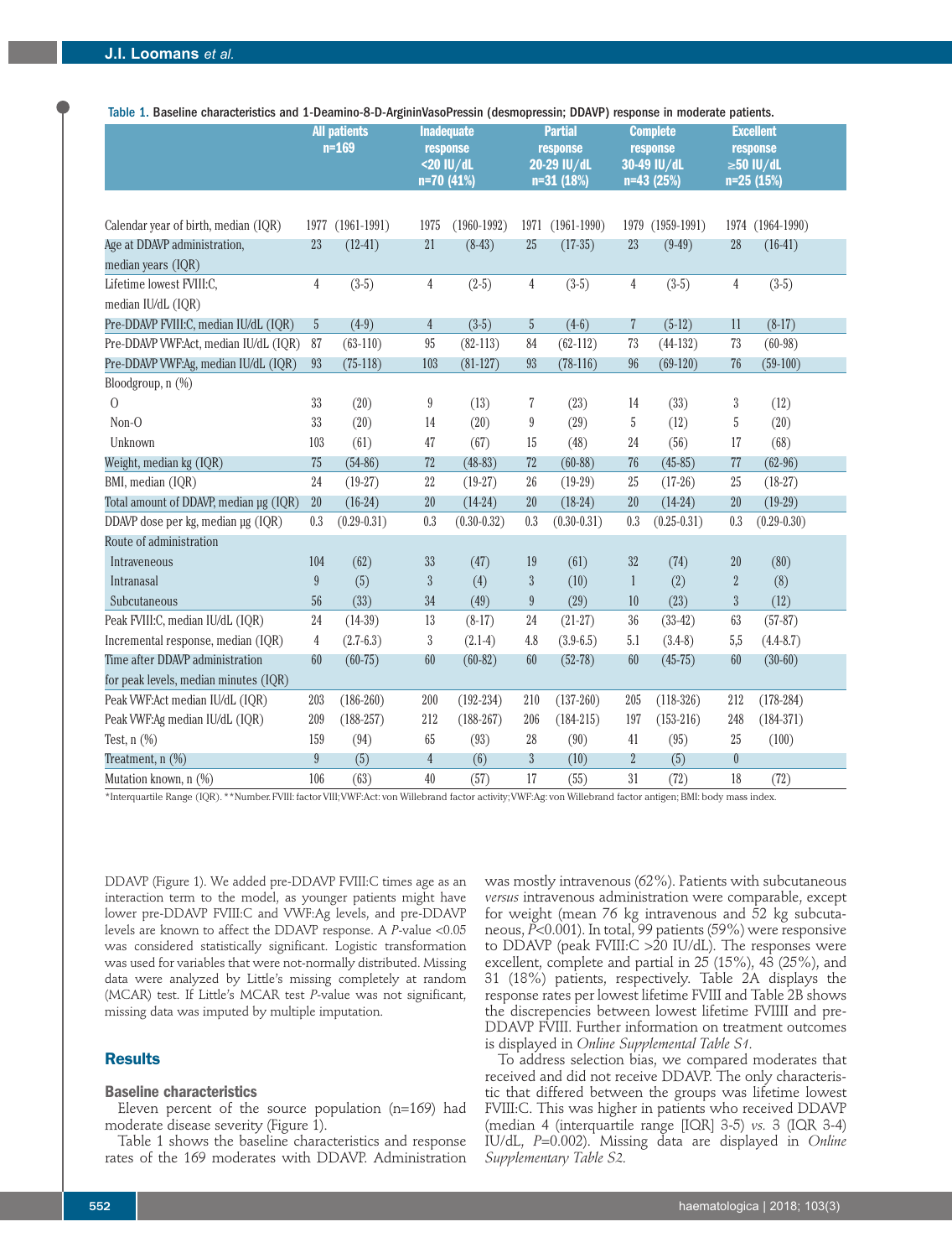Table 1. Baseline characteristics and 1-Deamino-8-D-ArgininVasoPressin (desmopressin; DDAVP) response in moderate patients.

| | All patients n=169 | | Inadequate response <20 IU/dL n=70 (41%) | | Partial response 20-29 IU/dL n=31 (18%) | | Complete response 30-49 IU/dL n=43 (25%) | | Excellent response ≥50 IU/dL n=25 (15%) | |
|---|---|---|---|---|---|---|---|---|---|---|
| Calendar year of birth, median (IQR) | 1977 | (1961-1991) | 1975 | (1960-1992) | 1971 | (1961-1990) | 1979 | (1959-1991) | 1974 | (1964-1990) |
| Age at DDAVP administration, median years (IQR) | 23 | (12-41) | 21 | (8-43) | 25 | (17-35) | 23 | (9-49) | 28 | (16-41) |
| Lifetime lowest FVIII:C, median IU/dL (IQR) | 4 | (3-5) | 4 | (2-5) | 4 | (3-5) | 4 | (3-5) | 4 | (3-5) |
| Pre-DDAVP FVIII:C, median IU/dL (IQR) | 5 | (4-9) | 4 | (3-5) | 5 | (4-6) | 7 | (5-12) | 11 | (8-17) |
| Pre-DDAVP VWF:Act, median IU/dL (IQR) | 87 | (63-110) | 95 | (82-113) | 84 | (62-112) | 73 | (44-132) | 73 | (60-98) |
| Pre-DDAVP VWF:Ag, median IU/dL (IQR) | 93 | (75-118) | 103 | (81-127) | 93 | (78-116) | 96 | (69-120) | 76 | (59-100) |
| Bloodgroup, n (%) | | | | | | | | | | |
| O | 33 | (20) | 9 | (13) | 7 | (23) | 14 | (33) | 3 | (12) |
| Non-O | 33 | (20) | 14 | (20) | 9 | (29) | 5 | (12) | 5 | (20) |
| Unknown | 103 | (61) | 47 | (67) | 15 | (48) | 24 | (56) | 17 | (68) |
| Weight, median kg (IQR) | 75 | (54-86) | 72 | (48-83) | 72 | (60-88) | 76 | (45-85) | 77 | (62-96) |
| BMI, median (IQR) | 24 | (19-27) | 22 | (19-27) | 26 | (19-29) | 25 | (17-26) | 25 | (18-27) |
| Total amount of DDAVP, median µg (IQR) | 20 | (16-24) | 20 | (14-24) | 20 | (18-24) | 20 | (14-24) | 20 | (19-29) |
| DDAVP dose per kg, median µg (IQR) | 0.3 | (0.29-0.31) | 0.3 | (0.30-0.32) | 0.3 | (0.30-0.31) | 0.3 | (0.25-0.31) | 0.3 | (0.29-0.30) |
| Route of administration | | | | | | | | | | |
| Intraveneous | 104 | (62) | 33 | (47) | 19 | (61) | 32 | (74) | 20 | (80) |
| Intranasal | 9 | (5) | 3 | (4) | 3 | (10) | 1 | (2) | 2 | (8) |
| Subcutaneous | 56 | (33) | 34 | (49) | 9 | (29) | 10 | (23) | 3 | (12) |
| Peak FVIII:C, median IU/dL (IQR) | 24 | (14-39) | 13 | (8-17) | 24 | (21-27) | 36 | (33-42) | 63 | (57-87) |
| Incremental response, median (IQR) | 4 | (2.7-6.3) | 3 | (2.1-4) | 4.8 | (3.9-6.5) | 5.1 | (3.4-8) | 5,5 | (4.4-8.7) |
| Time after DDAVP administration for peak levels, median minutes (IQR) | 60 | (60-75) | 60 | (60-82) | 60 | (52-78) | 60 | (45-75) | 60 | (30-60) |
| Peak VWF:Act median IU/dL (IQR) | 203 | (186-260) | 200 | (192-234) | 210 | (137-260) | 205 | (118-326) | 212 | (178-284) |
| Peak VWF:Ag median IU/dL (IQR) | 209 | (188-257) | 212 | (188-267) | 206 | (184-215) | 197 | (153-216) | 248 | (184-371) |
| Test, n (%) | 159 | (94) | 65 | (93) | 28 | (90) | 41 | (95) | 25 | (100) |
| Treatment, n (%) | 9 | (5) | 4 | (6) | 3 | (10) | 2 | (5) | 0 | |
| Mutation known, n (%) | 106 | (63) | 40 | (57) | 17 | (55) | 31 | (72) | 18 | (72) |

*Interquartile Range (IQR). **Number. FVIII: factor VIII; VWF:Act: von Willebrand factor activity; VWF:Ag: von Willebrand factor antigen; BMI: body mass index.

DDAVP (Figure 1). We added pre-DDAVP FVIII:C times age as an interaction term to the model, as younger patients might have lower pre-DDAVP FVIII:C and VWF:Ag levels, and pre-DDAVP levels are known to affect the DDAVP response. A *P*-value <0.05 was considered statistically significant. Logistic transformation was used for variables that were not-normally distributed. Missing data were analyzed by Little's missing completely at random (MCAR) test. If Little's MCAR test *P*-value was not significant, missing data was imputed by multiple imputation.

## Results

### Baseline characteristics

Eleven percent of the source population (n=169) had moderate disease severity (Figure 1).

Table 1 shows the baseline characteristics and response rates of the 169 moderates with DDAVP. Administration was mostly intravenous (62%). Patients with subcutaneous *versus* intravenous administration were comparable, except for weight (mean 76 kg intravenous and 52 kg subcutaneous, *P*<0.001). In total, 99 patients (59%) were responsive to DDAVP (peak FVIII:C >20 IU/dL). The responses were excellent, complete and partial in 25 (15%), 43 (25%), and 31 (18%) patients, respectively. Table 2A displays the response rates per lowest lifetime FVIII and Table 2B shows the discrepencies between lowest lifetime FVIIII and pre-DDAVP FVIII. Further information on treatment outcomes is displayed in *Online Supplemental Table S1.*

To address selection bias, we compared moderates that received and did not receive DDAVP. The only characteristic that differed between the groups was lifetime lowest FVIII:C. This was higher in patients who received DDAVP (median 4 (interquartile range [IQR] 3-5) *vs.* 3 (IQR 3-4) IU/dL, *P*=0.002). Missing data are displayed in *Online Supplementary Table S2.*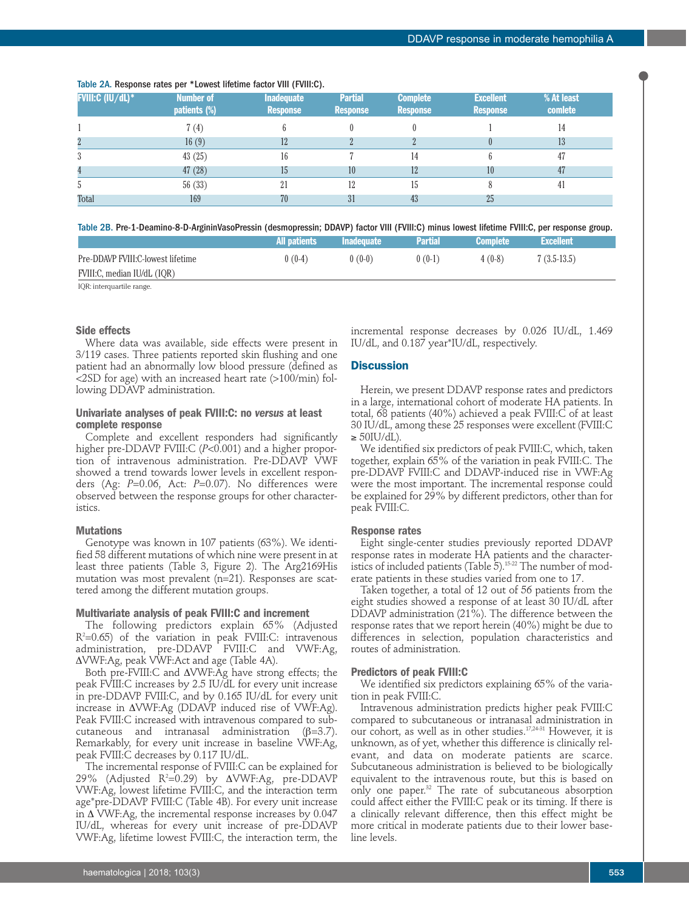Table 2A. Response rates per *Lowest lifetime factor VIII (FVIII:C).

| FVIII:C (IU/dL)* | Number of patients (%) | Inadequate Response | Partial Response | Complete Response | Excellent Response | % At least comlete |
|---|---|---|---|---|---|---|
| 1 | 7 (4) | 6 | 0 | 0 | 1 | 14 |
| 2 | 16 (9) | 12 | 2 | 2 | 0 | 13 |
| 3 | 43 (25) | 16 | 7 | 14 | 6 | 47 |
| 4 | 47 (28) | 15 | 10 | 12 | 10 | 47 |
| 5 | 56 (33) | 21 | 12 | 15 | 8 | 41 |
| Total | 169 | 70 | 31 | 43 | 25 | |

Table 2B. Pre-1-Deamino-8-D-ArgininVasoPressin (desmopressin; DDAVP) factor VIII (FVIII:C) minus lowest lifetime FVIII:C, per response group.

| | All patients | Inadequate | Partial | Complete | Excellent |
|---|---|---|---|---|---|
| Pre-DDAVP FVIII:C-lowest lifetime FVIII:C, median IU/dL (IQR) | 0 (0-4) | 0 (0-0) | 0 (0-1) | 4 (0-8) | 7 (3.5-13.5) |

IQR: interquartile range.

### Side effects

Where data was available, side effects were present in 3/119 cases. Three patients reported skin flushing and one patient had an abnormally low blood pressure (defined as <2SD for age) with an increased heart rate (>100/min) following DDAVP administration.

### Univariate analyses of peak FVIII:C: no *versus* at least complete response

Complete and excellent responders had significantly higher pre-DDAVP FVIII:C ($P$<0.001) and a higher proportion of intravenous administration. Pre-DDAVP VWF showed a trend towards lower levels in excellent responders (Ag: $P$=0.06, Act: $P$=0.07). No differences were observed between the response groups for other characteristics.

### Mutations

Genotype was known in 107 patients (63%). We identified 58 different mutations of which nine were present in at least three patients (Table 3, Figure 2). The Arg2169His mutation was most prevalent (n=21). Responses are scattered among the different mutation groups.

### Multivariate analysis of peak FVIII:C and increment

The following predictors explain 65% (Adjusted $R^2$=0.65) of the variation in peak FVIII:C: intravenous administration, pre-DDAVP FVIII:C and VWF:Ag, ΔVWF:Ag, peak VWF:Act and age (Table 4A).

Both pre-FVIII:C and ΔVWF:Ag have strong effects; the peak FVIII:C increases by 2.5 IU/dL for every unit increase in pre-DDAVP FVIII:C, and by 0.165 IU/dL for every unit increase in ΔVWF:Ag (DDAVP induced rise of VWF:Ag). Peak FVIII:C increased with intravenous compared to subcutaneous and intranasal administration (β=3.7). Remarkably, for every unit increase in baseline VWF:Ag, peak FVIII:C decreases by 0.117 IU/dL.

The incremental response of FVIII:C can be explained for 29% (Adjusted $R^2$=0.29) by ΔVWF:Ag, pre-DDAVP VWF:Ag, lowest lifetime FVIII:C, and the interaction term age*pre-DDAVP FVIII:C (Table 4B). For every unit increase in Δ VWF:Ag, the incremental response increases by 0.047 IU/dL, whereas for every unit increase of pre-DDAVP VWF:Ag, lifetime lowest FVIII:C, the interaction term, the incremental response decreases by 0.026 IU/dL, 1.469 IU/dL, and 0.187 year*IU/dL, respectively.

## Discussion

Herein, we present DDAVP response rates and predictors in a large, international cohort of moderate HA patients. In total, 68 patients (40%) achieved a peak FVIII:C of at least 30 IU/dL, among these 25 responses were excellent (FVIII:C ≥ 50IU/dL).

We identified six predictors of peak FVIII:C, which, taken together, explain 65% of the variation in peak FVIII:C. The pre-DDAVP FVIII:C and DDAVP-induced rise in VWF:Ag were the most important. The incremental response could be explained for 29% by different predictors, other than for peak FVIII:C.

### Response rates

Eight single-center studies previously reported DDAVP response rates in moderate HA patients and the characteristics of included patients (Table 5).[15-22] The number of moderate patients in these studies varied from one to 17.

Taken together, a total of 12 out of 56 patients from the eight studies showed a response of at least 30 IU/dL after DDAVP administration (21%). The difference between the response rates that we report herein (40%) might be due to differences in selection, population characteristics and routes of administration.

### Predictors of peak FVIII:C

We identified six predictors explaining 65% of the variation in peak FVIII:C.

Intravenous administration predicts higher peak FVIII:C compared to subcutaneous or intranasal administration in our cohort, as well as in other studies.[17,24-31] However, it is unknown, as of yet, whether this difference is clinically relevant, and data on moderate patients are scarce. Subcutaneous administration is believed to be biologically equivalent to the intravenous route, but this is based on only one paper.[32] The rate of subcutaneous absorption could affect either the FVIII:C peak or its timing. If there is a clinically relevant difference, then this effect might be more critical in moderate patients due to their lower baseline levels.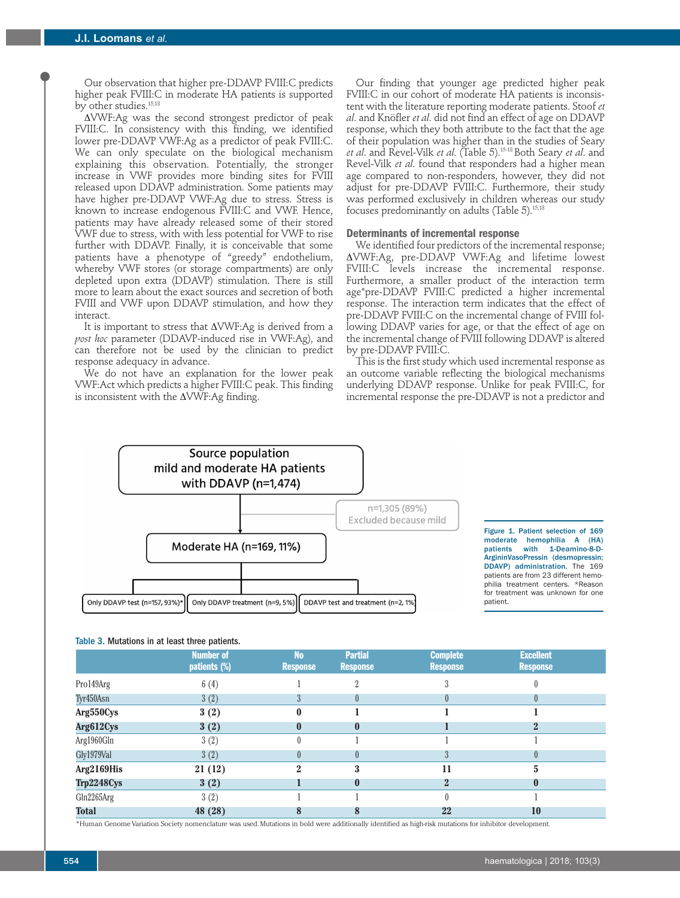Our observation that higher pre-DDAVP FVIII:C predicts higher peak FVIII:C in moderate HA patients is supported by other studies.[15,18]

ΔVWF:Ag was the second strongest predictor of peak FVIII:C. In consistency with this finding, we identified lower pre-DDAVP VWF:Ag as a predictor of peak FVIII:C. We can only speculate on the biological mechanism explaining this observation. Potentially, the stronger increase in VWF provides more binding sites for FVIII released upon DDAVP administration. Some patients may have higher pre-DDAVP VWF:Ag due to stress. Stress is known to increase endogenous FVIII:C and VWF. Hence, patients may have already released some of their stored VWF due to stress, with with less potential for VWF to rise further with DDAVP. Finally, it is conceivable that some patients have a phenotype of "greedy" endothelium, whereby VWF stores (or storage compartments) are only depleted upon extra (DDAVP) stimulation. There is still more to learn about the exact sources and secretion of both FVIII and VWF upon DDAVP stimulation, and how they interact.

It is important to stress that ΔVWF:Ag is derived from a *post hoc* parameter (DDAVP-induced rise in VWF:Ag), and can therefore not be used by the clinician to predict response adequacy in advance.

We do not have an explanation for the lower peak VWF:Act which predicts a higher FVIII:C peak. This finding is inconsistent with the ΔVWF:Ag finding.

Our finding that younger age predicted higher peak FVIII:C in our cohort of moderate HA patients is inconsistent with the literature reporting moderate patients. Stoof *et al.* and Knöfler *et al.* did not find an effect of age on DDAVP response, which they both attribute to the fact that the age of their population was higher than in the studies of Seary *et al.* and Revel-Vilk *et al.* (Table 5).[15-18] Both Seary *et al.* and Revel-Vilk *et al.* found that responders had a higher mean age compared to non-responders, however, they did not adjust for pre-DDAVP FVIII:C. Furthermore, their study was performed exclusively in children whereas our study focuses predominantly on adults (Table 5).[15,18]

### Determinants of incremental response

We identified four predictors of the incremental response; ΔVWF:Ag, pre-DDAVP VWF:Ag and lifetime lowest FVIII:C levels increase the incremental response. Furthermore, a smaller product of the interaction term age*pre-DDAVP FVIII:C predicted a higher incremental response. The interaction term indicates that the effect of pre-DDAVP FVIII:C on the incremental change of FVIII following DDAVP varies for age, or that the effect of age on the incremental change of FVIII following DDAVP is altered by pre-DDAVP FVIII:C.

This is the first study which used incremental response as an outcome variable reflecting the biological mechanisms underlying DDAVP response. Unlike for peak FVIII:C, for incremental response the pre-DDAVP is not a predictor and

Source population mild and moderate HA patients with DDAVP (n=1,474)
→ n=1,305 (89%) Excluded because mild
→ Moderate HA (n=169, 11%)
→ Only DDAVP test (n=157, 93%)* | Only DDAVP treatment (n=9, 5%) | DDAVP test and treatment (n=2, 1%)

**Figure 1. Patient selection of 169 moderate hemophilia A (HA) patients with 1-Deamino-8-D-ArgininVasoPressin (desmopressin; DDAVP) administration.** The 169 patients are from 23 different hemophilia treatment centers. *Reason for treatment was unknown for one patient.

**Table 3.** Mutations in at least three patients.

| | Number of patients (%) | No Response | Partial Response | Complete Response | Excellent Response |
|---|---|---|---|---|---|
| Pro149Arg | 6 (4) | 1 | 2 | 3 | 0 |
| Tyr450Asn | 3 (2) | 3 | 0 | 0 | 0 |
| **Arg550Cys** | **3 (2)** | **0** | **1** | **1** | **1** |
| **Arg612Cys** | **3 (2)** | **0** | **0** | **1** | **2** |
| Arg1960Gln | 3 (2) | 0 | 1 | 1 | 1 |
| Gly1979Val | 3 (2) | 0 | 0 | 3 | 0 |
| **Arg2169His** | **21 (12)** | **2** | **3** | **11** | **5** |
| **Trp2248Cys** | **3 (2)** | **1** | **0** | **2** | **0** |
| Gln2265Arg | 3 (2) | 1 | 1 | 0 | 1 |
| **Total** | **48 (28)** | **8** | **8** | **22** | **10** |

*Human Genome Variation Society nomenclature was used. Mutations in bold were additionally identified as high-risk mutations for inhibitor development.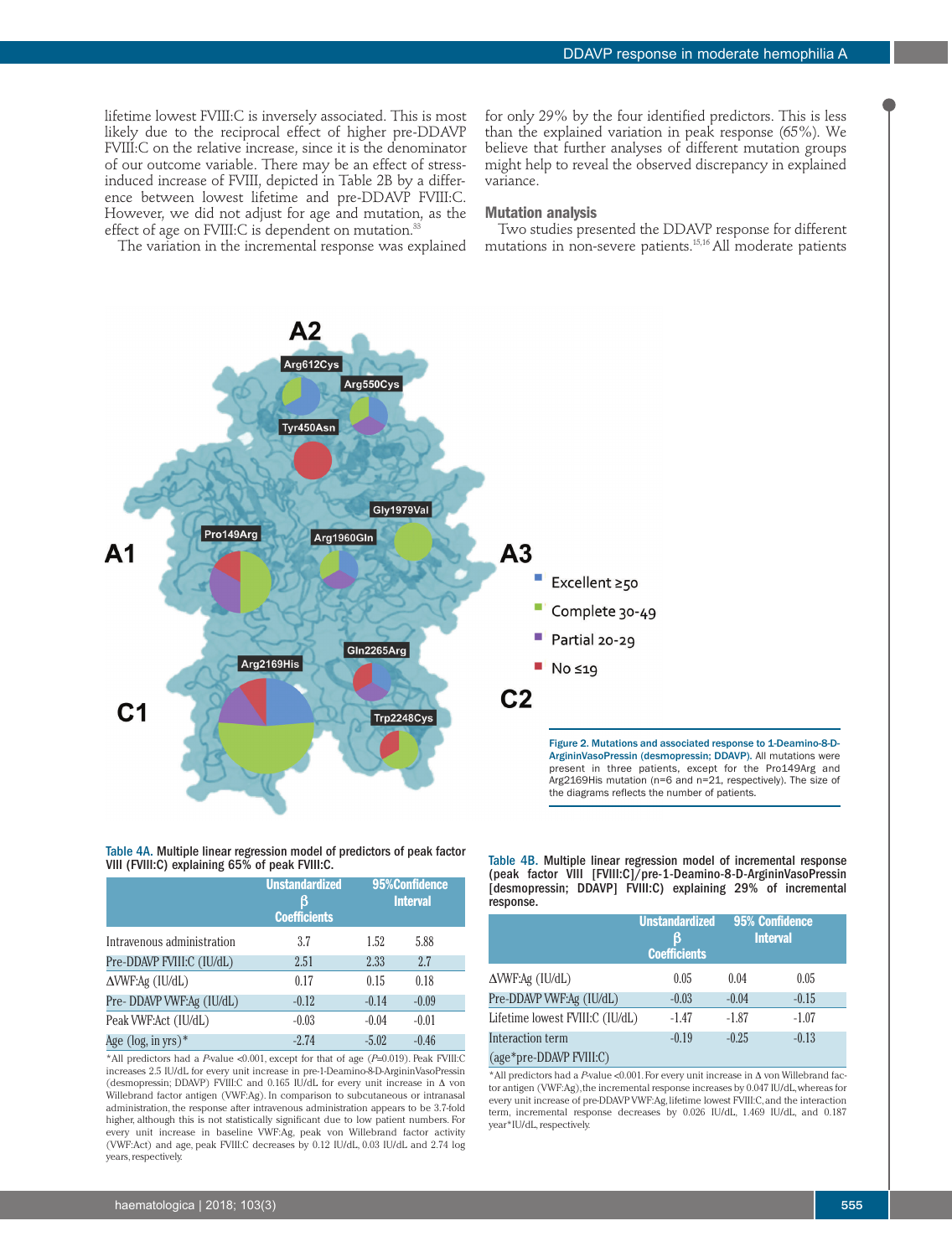lifetime lowest FVIII:C is inversely associated. This is most likely due to the reciprocal effect of higher pre-DDAVP FVIII:C on the relative increase, since it is the denominator of our outcome variable. There may be an effect of stress-induced increase of FVIII, depicted in Table 2B by a difference between lowest lifetime and pre-DDAVP FVIII:C. However, we did not adjust for age and mutation, as the effect of age on FVIII:C is dependent on mutation.[33]

The variation in the incremental response was explained for only 29% by the four identified predictors. This is less than the explained variation in peak response (65%). We believe that further analyses of different mutation groups might help to reveal the observed discrepancy in explained variance.

### Mutation analysis

Two studies presented the DDAVP response for different mutations in non-severe patients.[15,16] All moderate patients

**Figure 2. Mutations and associated response to 1-Deamino-8-D-ArgininVasoPressin (desmopressin; DDAVP).** All mutations were present in three patients, except for the Pro149Arg and Arg2169His mutation (n=6 and n=21, respectively). The size of the diagrams reflects the number of patients.

**Table 4A.** Multiple linear regression model of predictors of peak factor VIII (FVIII:C) explaining 65% of peak FVIII:C.

| | Unstandardized β Coefficients | 95%Confidence Interval | |
|---|---|---|---|
| Intravenous administration | 3.7 | 1.52 | 5.88 |
| Pre-DDAVP FVIII:C (IU/dL) | 2.51 | 2.33 | 2.7 |
| ΔVWF:Ag (IU/dL) | 0.17 | 0.15 | 0.18 |
| Pre- DDAVP VWF:Ag (IU/dL) | -0.12 | -0.14 | -0.09 |
| Peak VWF:Act (IU/dL) | -0.03 | -0.04 | -0.01 |
| Age (log, in yrs)* | -2.74 | -5.02 | -0.46 |

*All predictors had a *P*-value <0.001, except for that of age (*P*=0.019). Peak FVIII:C increases 2.5 IU/dL for every unit increase in pre-1-Deamino-8-D-ArgininVasoPressin (desmopressin; DDAVP) FVIII:C and 0.165 IU/dL for every unit increase in Δ von Willebrand factor antigen (VWF:Ag). In comparison to subcutaneous or intranasal administration, the response after intravenous administration appears to be 3.7-fold higher, although this is not statistically significant due to low patient numbers. For every unit increase in baseline VWF:Ag, peak von Willebrand factor activity (VWF:Act) and age, peak FVIII:C decreases by 0.12 IU/dL, 0.03 IU/dL and 2.74 log years, respectively.

**Table 4B.** Multiple linear regression model of incremental response (peak factor VIII [FVIII:C]/pre-1-Deamino-8-D-ArgininVasoPressin [desmopressin; DDAVP] FVIII:C) explaining 29% of incremental response.

| | Unstandardized β Coefficients | 95% Confidence Interval | |
|---|---|---|---|
| ΔVWF:Ag (IU/dL) | 0.05 | 0.04 | 0.05 |
| Pre-DDAVP VWF:Ag (IU/dL) | -0.03 | -0.04 | -0.15 |
| Lifetime lowest FVIII:C (IU/dL) | -1.47 | -1.87 | -1.07 |
| Interaction term (age*pre-DDAVP FVIII:C) | -0.19 | -0.25 | -0.13 |

*All predictors had a *P*-value <0.001. For every unit increase in Δ von Willebrand factor antigen (VWF:Ag), the incremental response increases by 0.047 IU/dL, whereas for every unit increase of pre-DDAVP VWF:Ag, lifetime lowest FVIII:C, and the interaction term, incremental response decreases by 0.026 IU/dL, 1.469 IU/dL, and 0.187 year*IU/dL, respectively.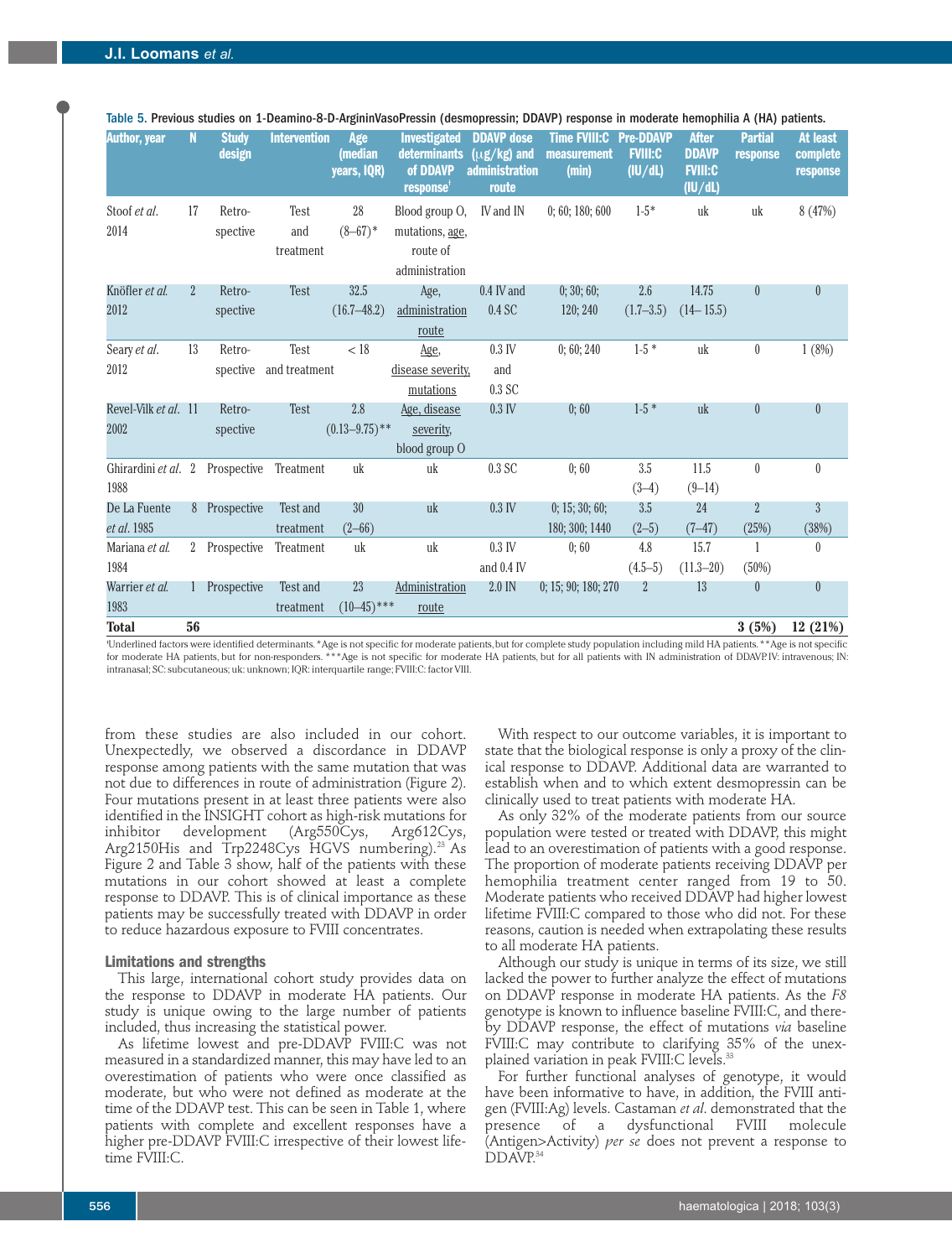**Table 5.** Previous studies on 1-Deamino-8-D-ArgininVasoPressin (desmopressin; DDAVP) response in moderate hemophilia A (HA) patients.

| Author, year | N | Study design | Intervention | Age (median years, IQR) | Investigated determinants of DDAVP response† | DDAVP dose (μg/kg) and administration route | Time FVIII:C measurement (min) | Pre-DDAVP FVIII:C (IU/dL) | After DDAVP FVIII:C (IU/dL) | Partial response | At least complete response |
|---|---|---|---|---|---|---|---|---|---|---|---|
| Stoof *et al.* 2014 | 17 | Retro-spective | Test and treatment | 28 (8–67)* | Blood group O, mutations, age, route of administration | IV and IN | 0; 60; 180; 600 | 1-5* | uk | uk | 8 (47%) |
| Knöfler *et al.* 2012 | 2 | Retro-spective | Test | 32.5 (16.7–48.2) | Age, administration route | 0.4 IV and 0.4 SC | 0; 30; 60; 120; 240 | 2.6 (1.7–3.5) | 14.75 (14– 15.5) | 0 | 0 |
| Seary *et al.* 2012 | 13 | Retro-spective | Test and treatment | < 18 | Age, disease severity, mutations | 0.3 IV and 0.3 SC | 0; 60; 240 | 1-5 * | uk | 0 | 1 (8%) |
| Revel-Vilk *et al.* 2002 | 11 | Retro-spective | Test | 2.8 (0.13–9.75)** | Age, disease severity, blood group O | 0.3 IV | 0; 60 | 1-5 * | uk | 0 | 0 |
| Ghirardini *et al.* 1988 | 2 | Prospective | Treatment | uk | uk | 0.3 SC | 0; 60 | 3.5 (3–4) | 11.5 (9–14) | 0 | 0 |
| De La Fuente *et al.* 1985 | 8 | Prospective | Test and treatment | 30 (2–66) | uk | 0.3 IV | 0; 15; 30; 60; 180; 300; 1440 | 3.5 (2–5) | 24 (7–47) | 2 (25%) | 3 (38%) |
| Mariana *et al.* 1984 | 2 | Prospective | Treatment | uk | uk | 0.3 IV and 0.4 IV | 0; 60 | 4.8 (4.5–5) | 15.7 (11.3–20) | 1 (50%) | 0 |
| Warrier *et al.* 1983 | 1 | Prospective | Test and treatment | 23 (10–45)*** | Administration route | 2.0 IN | 0; 15; 90; 180; 270 | 2 | 13 | 0 | 0 |
| **Total** | **56** | | | | | | | | | **3 (5%)** | **12 (21%)** |

†Underlined factors were identified determinants. *Age is not specific for moderate patients, but for complete study population including mild HA patients. **Age is not specific for moderate HA patients, but for non-responders. ***Age is not specific for moderate HA patients, but for all patients with IN administration of DDAVP. IV: intravenous; IN: intranasal; SC: subcutaneous; uk: unknown; IQR: interquartile range; FVIII:C: factor VIII.

from these studies are also included in our cohort. Unexpectedly, we observed a discordance in DDAVP response among patients with the same mutation that was not due to differences in route of administration (Figure 2). Four mutations present in at least three patients were also identified in the INSIGHT cohort as high-risk mutations for inhibitor development (Arg550Cys, Arg612Cys, Arg2150His and Trp2248Cys HGVS numbering).[23] As Figure 2 and Table 3 show, half of the patients with these mutations in our cohort showed at least a complete response to DDAVP. This is of clinical importance as these patients may be successfully treated with DDAVP in order to reduce hazardous exposure to FVIII concentrates.

### Limitations and strengths

This large, international cohort study provides data on the response to DDAVP in moderate HA patients. Our study is unique owing to the large number of patients included, thus increasing the statistical power.

As lifetime lowest and pre-DDAVP FVIII:C was not measured in a standardized manner, this may have led to an overestimation of patients who were once classified as moderate, but who were not defined as moderate at the time of the DDAVP test. This can be seen in Table 1, where patients with complete and excellent responses have a higher pre-DDAVP FVIII:C irrespective of their lowest lifetime FVIII:C.

With respect to our outcome variables, it is important to state that the biological response is only a proxy of the clinical response to DDAVP. Additional data are warranted to establish when and to which extent desmopressin can be clinically used to treat patients with moderate HA.

As only 32% of the moderate patients from our source population were tested or treated with DDAVP, this might lead to an overestimation of patients with a good response. The proportion of moderate patients receiving DDAVP per hemophilia treatment center ranged from 19 to 50. Moderate patients who received DDAVP had higher lowest lifetime FVIII:C compared to those who did not. For these reasons, caution is needed when extrapolating these results to all moderate HA patients.

Although our study is unique in terms of its size, we still lacked the power to further analyze the effect of mutations on DDAVP response in moderate HA patients. As the *F8* genotype is known to influence baseline FVIII:C, and thereby DDAVP response, the effect of mutations *via* baseline FVIII:C may contribute to clarifying 35% of the unexplained variation in peak FVIII:C levels.[33]

For further functional analyses of genotype, it would have been informative to have, in addition, the FVIII antigen (FVIII:Ag) levels. Castaman *et al.* demonstrated that the presence of a dysfunctional FVIII molecule (Antigen>Activity) *per se* does not prevent a response to DDAVP.[34]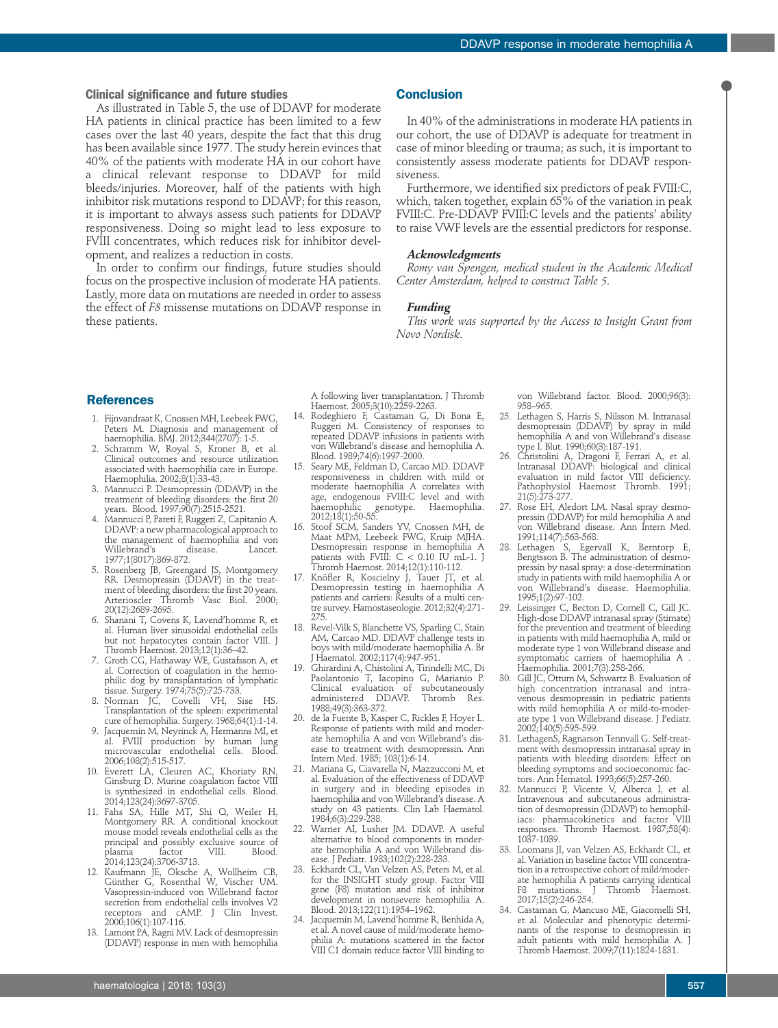## Clinical significance and future studies

As illustrated in Table 5, the use of DDAVP for moderate HA patients in clinical practice has been limited to a few cases over the last 40 years, despite the fact that this drug has been available since 1977. The study herein evinces that 40% of the patients with moderate HA in our cohort have a clinical relevant response to DDAVP for mild bleeds/injuries. Moreover, half of the patients with high inhibitor risk mutations respond to DDAVP; for this reason, it is important to always assess such patients for DDAVP responsiveness. Doing so might lead to less exposure to FVIII concentrates, which reduces risk for inhibitor development, and realizes a reduction in costs.

In order to confirm our findings, future studies should focus on the prospective inclusion of moderate HA patients. Lastly, more data on mutations are needed in order to assess the effect of *F8* missense mutations on DDAVP response in these patients.

## Conclusion

In 40% of the administrations in moderate HA patients in our cohort, the use of DDAVP is adequate for treatment in case of minor bleeding or trauma; as such, it is important to consistently assess moderate patients for DDAVP responsiveness.

Furthermore, we identified six predictors of peak FVIII:C, which, taken together, explain 65% of the variation in peak FVIII:C. Pre-DDAVP FVIII:C levels and the patients' ability to raise VWF levels are the essential predictors for response.

### *Acknowledgments*

*Romy van Spengen, medical student in the Academic Medical Center Amsterdam, helped to construct Table 5.*

### *Funding*

*This work was supported by the Access to Insight Grant from Novo Nordisk.*

## References

1. Fijnvandraat K, Cnossen MH, Leebeek FWG, Peters M. Diagnosis and management of haemophilia. BMJ. 2012;344(2707): 1-5.
2. Schramm W, Royal S, Kroner B, et al. Clinical outcomes and resource utilization associated with haemophilia care in Europe. Haemophilia. 2002;8(1):33-43.
3. Mannucci P. Desmopressin (DDAVP) in the treatment of bleeding disorders: the first 20 years. Blood. 1997;90(7):2515-2521.
4. Mannucci P, Pareti F, Ruggeri Z, Capitanio A. DDAVP: a new pharmacological approach to the management of haemophilia and von Willebrand's disease. Lancet. 1977;1(8017):869-872.
5. Rosenberg JB, Greengard JS, Montgomery RR. Desmopressin (DDAVP) in the treatment of bleeding disorders: the first 20 years. Arterioscler Thromb Vasc Biol. 2000; 20(12):2689-2695.
6. Shanani T, Covens K, Lavend'homme R, et al. Human liver sinusoidal endothelial cells but not hepatocytes contain factor VIII. J Thromb Haemost. 2013;12(1):36–42.
7. Groth CG, Hathaway WE, Gustafsson A, et al. Correction of coagulation in the hemophilic dog by transplantation of lymphatic tissue. Surgery. 1974;75(5):725-733.
8. Norman JC, Covelli VH, Sise HS. Transplantation of the spleen: experimental cure of hemophilia. Surgery. 1968;64(1):1-14.
9. Jacquemin M, Neyrinck A, Hermanns MI, et al. FVIII production by human lung microvascular endothelial cells. Blood. 2006;108(2):515-517.
10. Everett LA, Cleuren AC, Khoriaty RN, Ginsburg D. Murine coagulation factor VIII is synthesized in endothelial cells. Blood. 2014;123(24):3697-3705.
11. Fahs SA, Hille MT, Shi Q, Weiler H, Montgomery RR. A conditional knockout mouse model reveals endothelial cells as the principal and possibly exclusive source of plasma factor VIII. Blood. 2014;123(24):3706-3713.
12. Kaufmann JE, Oksche A, Wollheim CB, Günther G, Rosenthal W, Vischer UM. Vasopressin-induced von Willebrand factor secretion from endothelial cells involves V2 receptors and cAMP. J Clin Invest. 2000;106(1):107-116.
13. Lamont PA, Ragni MV. Lack of desmopressin (DDAVP) response in men with hemophilia A following liver transplantation. J Thromb Haemost. 2005;3(10):2259-2263.
14. Rodeghiero F, Castaman G, Di Bona E, Ruggeri M. Consistency of responses to repeated DDAVP infusions in patients with von Willebrand's disease and hemophilia A. Blood. 1989;74(6):1997-2000.
15. Seary ME, Feldman D, Carcao MD. DDAVP responsiveness in children with mild or moderate haemophilia A correlates with age, endogenous FVIII:C level and with haemophilic genotype. Haemophilia. 2012;18(1):50-55.
16. Stoof SCM, Sanders YV, Cnossen MH, de Maat MPM, Leebeek FWG, Kruip MJHA. Desmopressin response in hemophilia A patients with FVIII: C < 0.10 IU mL-1. J Thromb Haemost. 2014;12(1):110-112.
17. Knöfler R, Koscielny J, Tauer JT, et al. Desmopressin testing in haemophilia A patients and carriers: Results of a multi centre survey. Hamostaseologie. 2012;32(4):271-275.
18. Revel-Vilk S, Blanchette VS, Sparling C, Stain AM, Carcao MD. DDAVP challenge tests in boys with mild/moderate haemophilia A. Br J Haematol. 2002;117(4):947-951.
19. Ghirardini A, Chistolini A, Tirindelli MC, Di Paolantonio T, Iacopino G, Marianio P. Clinical evaluation of subcutaneously administered DDAVP. Thromb Res. 1988;49(3):363-372.
20. de la Fuente B, Kasper C, Rickles F, Hoyer L. Response of patients with mild and moderate hemophilia A and von Willebrand's disease to treatment with desmopressin. Ann Intern Med. 1985; 103(1):6-14.
21. Mariana G, Ciavarella N, Mazzucconi M, et al. Evaluation of the effectiveness of DDAVP in surgery and in bleeding episodes in haemophilia and von Willebrand's disease. A study on 43 patients. Clin Lab Haematol. 1984;6(3):229-238.
22. Warrier AI, Lusher JM. DDAVP. A useful alternative to blood components in moderate hemophilia A and von Willebrand disease. J Pediatr. 1983;102(2):228-233.
23. Eckhardt CL, Van Velzen AS, Peters M, et al. for the INSIGHT study group. Factor VIII gene (F8) mutation and risk of inhibitor development in nonsevere hemophilia A. Blood. 2013;122(11):1954–1962.
24. Jacquemin M, Lavend'homme R, Benhida A, et al. A novel cause of mild/moderate hemophilia A: mutations scattered in the factor VIII C1 domain reduce factor VIII binding to von Willebrand factor. Blood. 2000;96(3): 958–965.
25. Lethagen S, Harris S, Nilsson M. Intranasal desmopressin (DDAVP) by spray in mild hemophilia A and von Willebrand's disease type I. Blut. 1990;60(3):187-191.
26. Christolini A, Dragoni F, Ferrari A, et al. Intranasal DDAVP: biological and clinical evaluation in mild factor VIII deficiency. Pathophysiol Haemost Thromb. 1991; 21(5):273-277.
27. Rose EH, Aledort LM. Nasal spray desmopressin (DDAVP) for mild hemophilia A and von Willebrand disease. Ann Intern Med. 1991;114(7):563-568.
28. Lethagen S, Egervall K, Berntorp E, Bengtsson B. The administration of desmopressin by nasal spray: a dose-determination study in patients with mild haemophilia A or von Willebrand's disease. Haemophilia. 1995;1(2):97-102.
29. Leissinger C, Becton D, Cornell C, Gill JC. High-dose DDAVP intranasal spray (Stimate) for the prevention and treatment of bleeding in patients with mild haemophilia A, mild or moderate type 1 von Willebrand disease and symptomatic carriers of haemophilia A . Haemophilia. 2001;7(3):258-266.
30. Gill JC, Ottum M, Schwartz B. Evaluation of high concentration intranasal and intravenous desmopressin in pediatric patients with mild hemophilia A or mild-to-moderate type 1 von Willebrand disease. J Pediatr. 2002;140(5):595-599.
31. LethagenS, Ragnarson Tennvall G. Self-treatment with desmopressin intranasal spray in patients with bleeding disorders: Effect on bleeding symptoms and socioeconomic factors. Ann Hematol. 1993;66(5):257-260.
32. Mannucci P, Vicente V, Alberca I, et al. Intravenous and subcutaneous administration of desmopressin (DDAVP) to hemophiliacs: pharmacokinetics and factor VIII responses. Thromb Haemost. 1987;58(4): 1037-1039.
33. Loomans JI, van Velzen AS, Eckhardt CL, et al. Variation in baseline factor VIII concentration in a retrospective cohort of mild/moderate hemophilia A patients carrying identical F8 mutations. J Thromb Haemost. 2017;15(2):246-254.
34. Castaman G, Mancuso ME, Giacomelli SH, et al. Molecular and phenotypic determinants of the response to desmopressin in adult patients with mild hemophilia A. J Thromb Haemost. 2009;7(11):1824-1831.